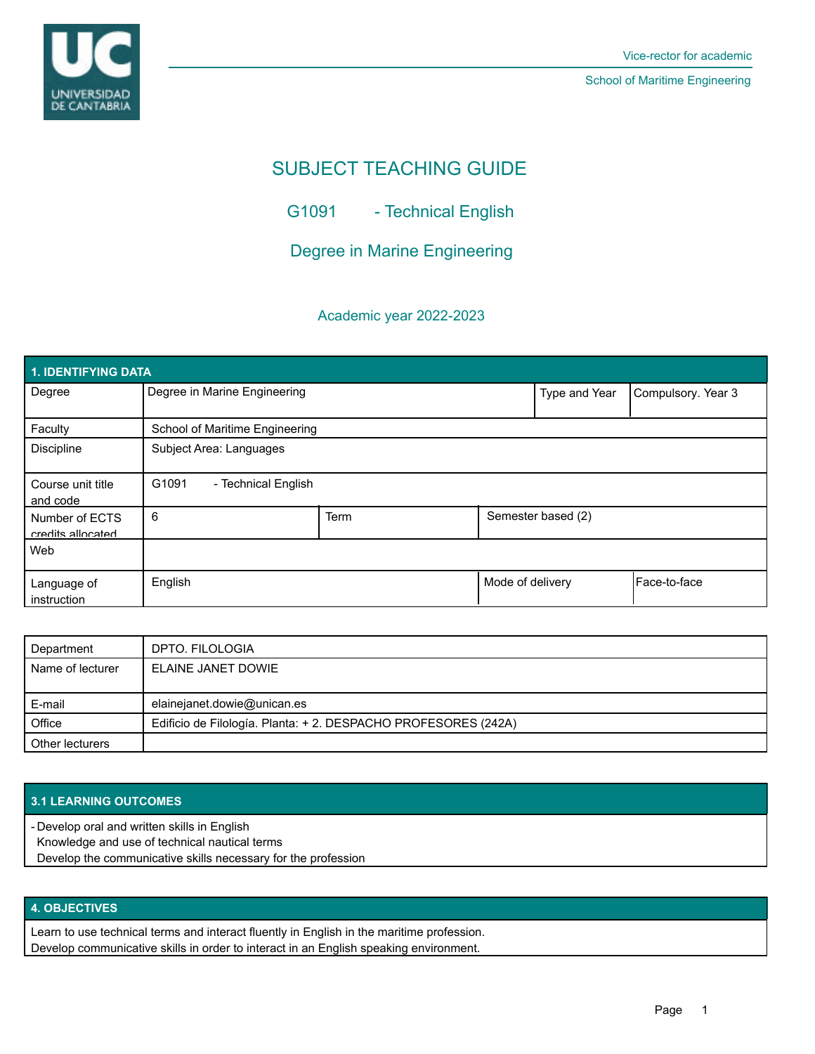Vice-rector for academic

School of Maritime Engineering

# SUBJECT TEACHING GUIDE

## G1091 - Technical English

## Degree in Marine Engineering

### Academic year 2022-2023

| 1. IDENTIFYING DATA | | | |
|---|---|---|---|
| Degree | Degree in Marine Engineering | Type and Year | Compulsory. Year 3 |
| Faculty | School of Maritime Engineering | | |
| Discipline | Subject Area: Languages | | |
| Course unit title and code | G1091 - Technical English | | |
| Number of ECTS credits allocated | 6 | Term | Semester based (2) |
| Web | | | |
| Language of instruction | English | Mode of delivery | Face-to-face |

| Department | DPTO. FILOLOGIA |
|---|---|
| Name of lecturer | ELAINE JANET DOWIE |
| E-mail | elainejanet.dowie@unican.es |
| Office | Edificio de Filología. Planta: + 2. DESPACHO PROFESORES (242A) |
| Other lecturers | |

## 3.1 LEARNING OUTCOMES

- Develop oral and written skills in English
  Knowledge and use of technical nautical terms
  Develop the communicative skills necessary for the profession

## 4. OBJECTIVES

Learn to use technical terms and interact fluently in English in the maritime profession.
Develop communicative skills in order to interact in an English speaking environment.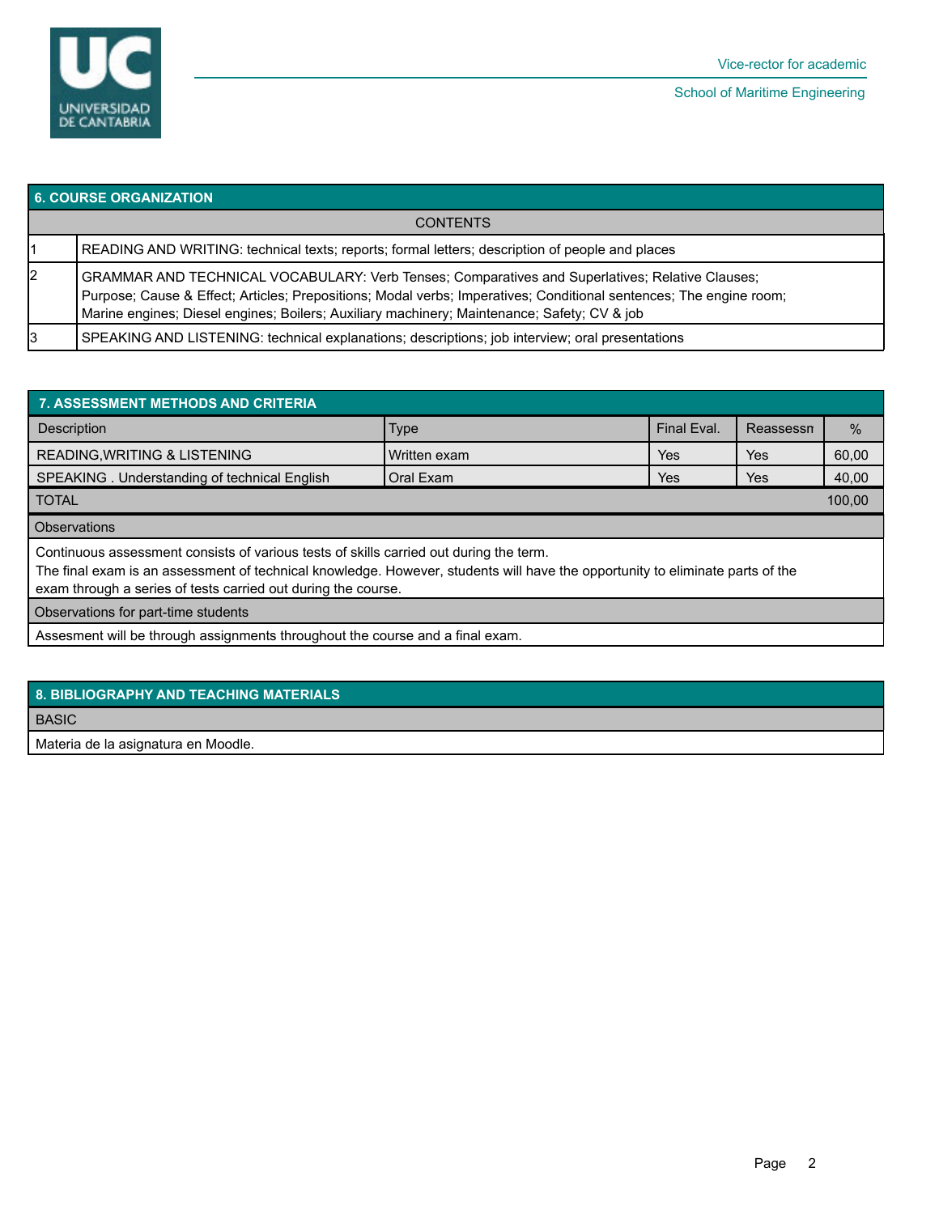## 6. COURSE ORGANIZATION

| CONTENTS | |
|---|---|
| 1 | READING AND WRITING: technical texts; reports; formal letters; description of people and places |
| 2 | GRAMMAR AND TECHNICAL VOCABULARY: Verb Tenses; Comparatives and Superlatives; Relative Clauses; Purpose; Cause & Effect; Articles; Prepositions; Modal verbs; Imperatives; Conditional sentences; The engine room; Marine engines; Diesel engines; Boilers; Auxiliary machinery; Maintenance; Safety; CV & job |
| 3 | SPEAKING AND LISTENING: technical explanations; descriptions; job interview; oral presentations |

## 7. ASSESSMENT METHODS AND CRITERIA

| Description | Type | Final Eval. | Reassessn | % |
|---|---|---|---|---|
| READING,WRITING & LISTENING | Written exam | Yes | Yes | 60,00 |
| SPEAKING . Understanding of technical English | Oral Exam | Yes | Yes | 40,00 |
| TOTAL | | | | 100,00 |

**Observations**

Continuous assessment consists of various tests of skills carried out during the term.
The final exam is an assessment of technical knowledge. However, students will have the opportunity to eliminate parts of the exam through a series of tests carried out during the course.

**Observations for part-time students**

Assesment will be through assignments throughout the course and a final exam.

## 8. BIBLIOGRAPHY AND TEACHING MATERIALS

**BASIC**

Materia de la asignatura en Moodle.